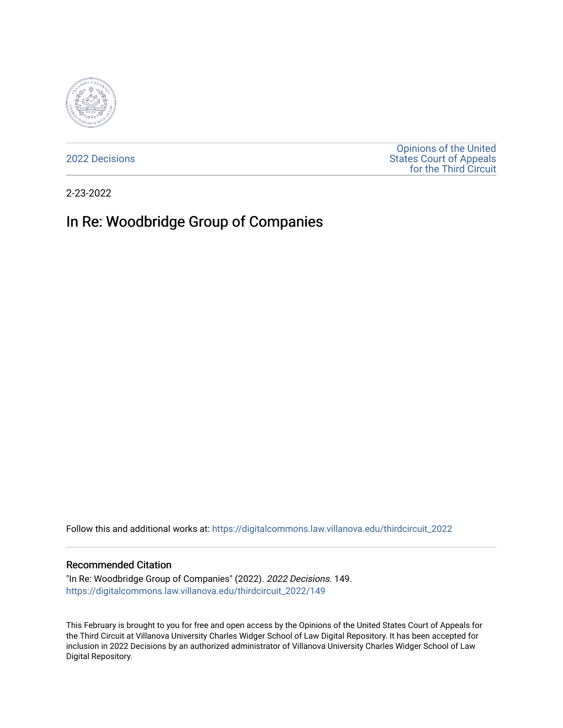2022 Decisions

Opinions of the United States Court of Appeals for the Third Circuit

2-23-2022

# In Re: Woodbridge Group of Companies

Follow this and additional works at: https://digitalcommons.law.villanova.edu/thirdcircuit_2022

## Recommended Citation

"In Re: Woodbridge Group of Companies" (2022). *2022 Decisions*. 149.
https://digitalcommons.law.villanova.edu/thirdcircuit_2022/149

This February is brought to you for free and open access by the Opinions of the United States Court of Appeals for the Third Circuit at Villanova University Charles Widger School of Law Digital Repository. It has been accepted for inclusion in 2022 Decisions by an authorized administrator of Villanova University Charles Widger School of Law Digital Repository.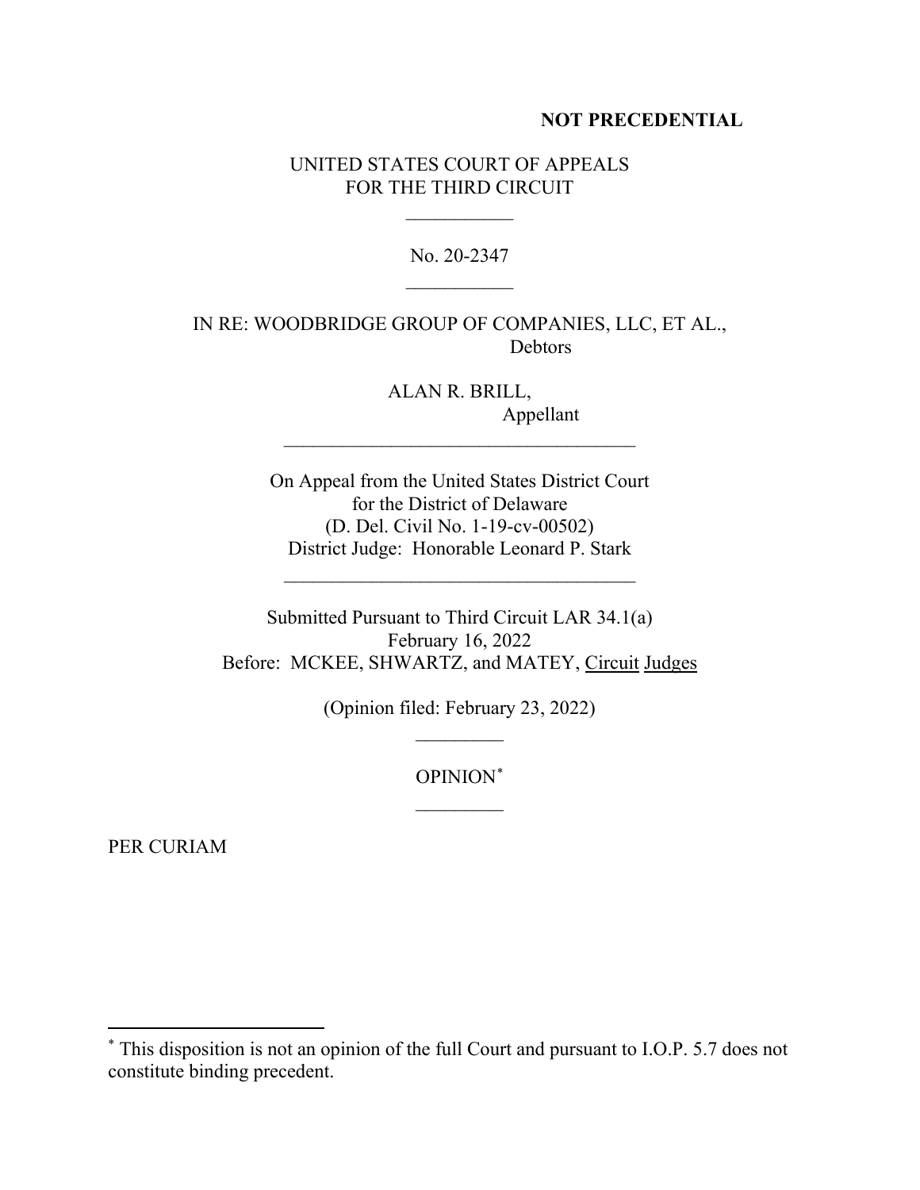**NOT PRECEDENTIAL**

UNITED STATES COURT OF APPEALS
FOR THE THIRD CIRCUIT

\_\_\_\_\_\_\_\_\_\_\_

No. 20-2347

\_\_\_\_\_\_\_\_\_\_\_

IN RE: WOODBRIDGE GROUP OF COMPANIES, LLC, ET AL.,
Debtors

ALAN R. BRILL,
Appellant

\_\_\_\_\_\_\_\_\_\_\_\_\_\_\_\_\_\_\_\_\_\_\_\_\_\_\_\_\_\_\_\_\_\_\_\_

On Appeal from the United States District Court
for the District of Delaware
(D. Del. Civil No. 1-19-cv-00502)
District Judge: Honorable Leonard P. Stark

\_\_\_\_\_\_\_\_\_\_\_\_\_\_\_\_\_\_\_\_\_\_\_\_\_\_\_\_\_\_\_\_\_\_\_\_

Submitted Pursuant to Third Circuit LAR 34.1(a)
February 16, 2022
Before: MCKEE, SHWARTZ, and MATEY, Circuit Judges

(Opinion filed: February 23, 2022)

\_\_\_\_\_\_\_\_\_

OPINION[*]

\_\_\_\_\_\_\_\_\_

PER CURIAM

---

[*] This disposition is not an opinion of the full Court and pursuant to I.O.P. 5.7 does not constitute binding precedent.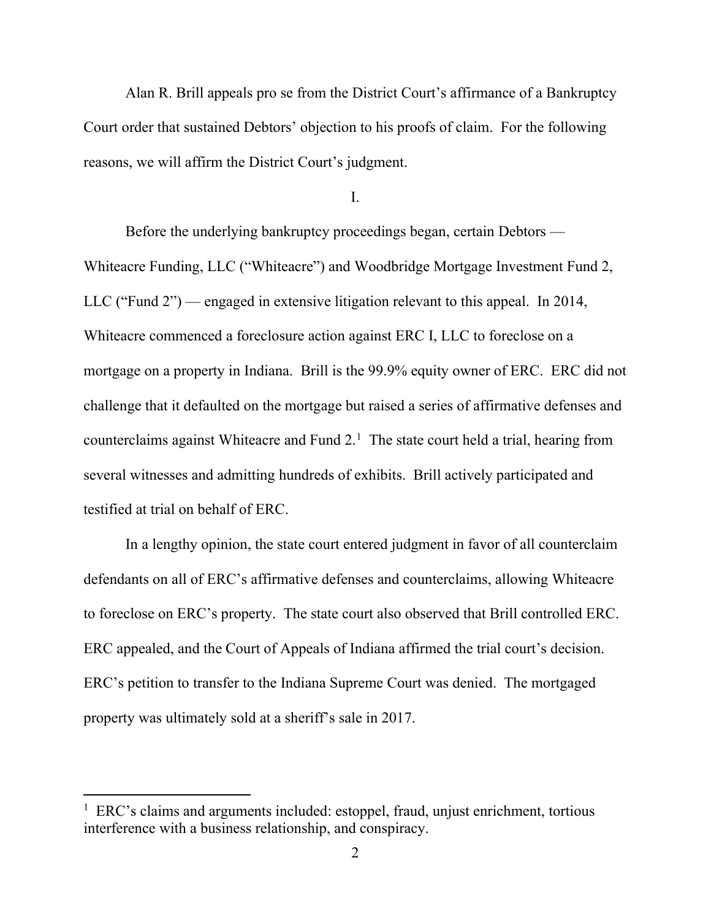Alan R. Brill appeals pro se from the District Court's affirmance of a Bankruptcy Court order that sustained Debtors' objection to his proofs of claim. For the following reasons, we will affirm the District Court's judgment.

I.

Before the underlying bankruptcy proceedings began, certain Debtors — Whiteacre Funding, LLC ("Whiteacre") and Woodbridge Mortgage Investment Fund 2, LLC ("Fund 2") — engaged in extensive litigation relevant to this appeal. In 2014, Whiteacre commenced a foreclosure action against ERC I, LLC to foreclose on a mortgage on a property in Indiana. Brill is the 99.9% equity owner of ERC. ERC did not challenge that it defaulted on the mortgage but raised a series of affirmative defenses and counterclaims against Whiteacre and Fund 2.[1] The state court held a trial, hearing from several witnesses and admitting hundreds of exhibits. Brill actively participated and testified at trial on behalf of ERC.

In a lengthy opinion, the state court entered judgment in favor of all counterclaim defendants on all of ERC's affirmative defenses and counterclaims, allowing Whiteacre to foreclose on ERC's property. The state court also observed that Brill controlled ERC. ERC appealed, and the Court of Appeals of Indiana affirmed the trial court's decision. ERC's petition to transfer to the Indiana Supreme Court was denied. The mortgaged property was ultimately sold at a sheriff's sale in 2017.

[1] ERC's claims and arguments included: estoppel, fraud, unjust enrichment, tortious interference with a business relationship, and conspiracy.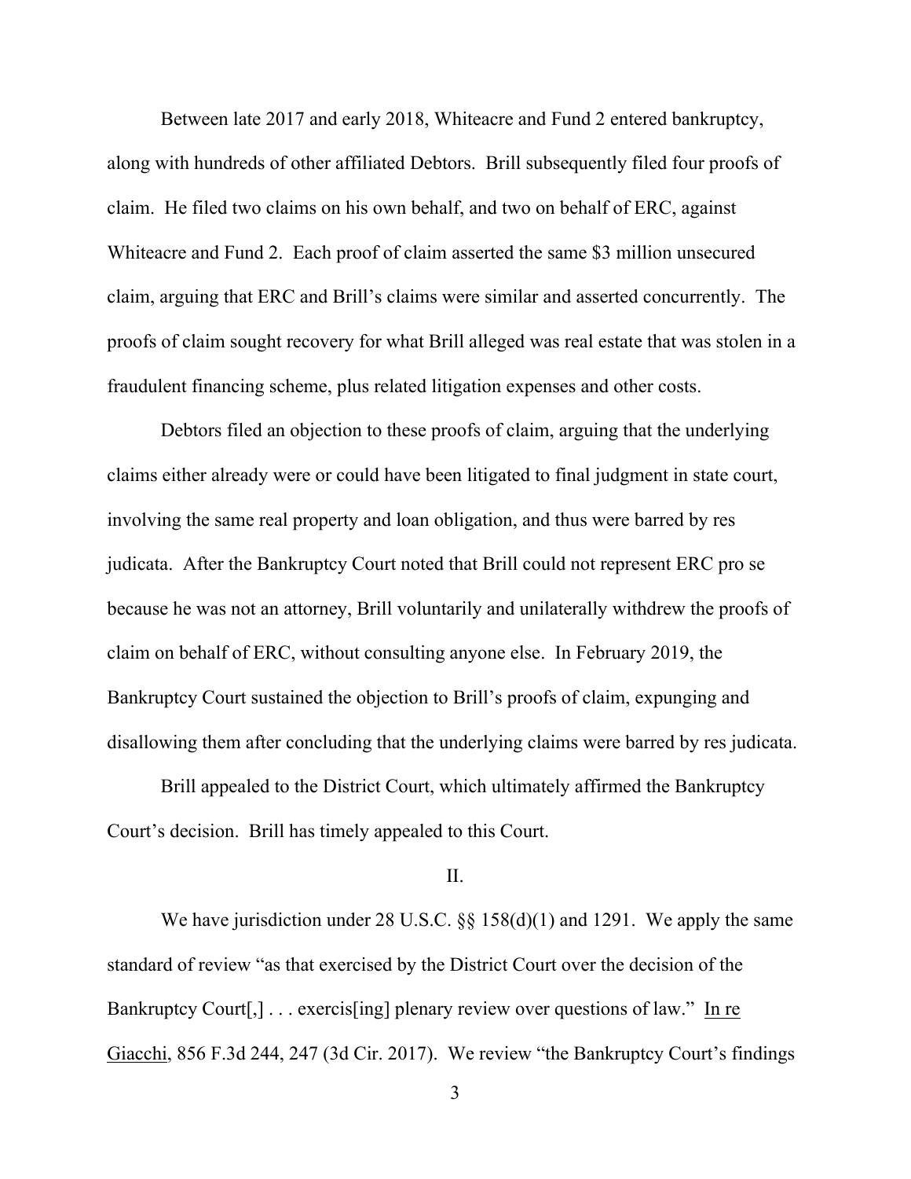Between late 2017 and early 2018, Whiteacre and Fund 2 entered bankruptcy, along with hundreds of other affiliated Debtors. Brill subsequently filed four proofs of claim. He filed two claims on his own behalf, and two on behalf of ERC, against Whiteacre and Fund 2. Each proof of claim asserted the same $3 million unsecured claim, arguing that ERC and Brill's claims were similar and asserted concurrently. The proofs of claim sought recovery for what Brill alleged was real estate that was stolen in a fraudulent financing scheme, plus related litigation expenses and other costs.

Debtors filed an objection to these proofs of claim, arguing that the underlying claims either already were or could have been litigated to final judgment in state court, involving the same real property and loan obligation, and thus were barred by res judicata. After the Bankruptcy Court noted that Brill could not represent ERC pro se because he was not an attorney, Brill voluntarily and unilaterally withdrew the proofs of claim on behalf of ERC, without consulting anyone else. In February 2019, the Bankruptcy Court sustained the objection to Brill's proofs of claim, expunging and disallowing them after concluding that the underlying claims were barred by res judicata.

Brill appealed to the District Court, which ultimately affirmed the Bankruptcy Court's decision. Brill has timely appealed to this Court.

## II.

We have jurisdiction under 28 U.S.C. §§ 158(d)(1) and 1291. We apply the same standard of review "as that exercised by the District Court over the decision of the Bankruptcy Court[,] . . . exercis[ing] plenary review over questions of law." In re Giacchi, 856 F.3d 244, 247 (3d Cir. 2017). We review "the Bankruptcy Court's findings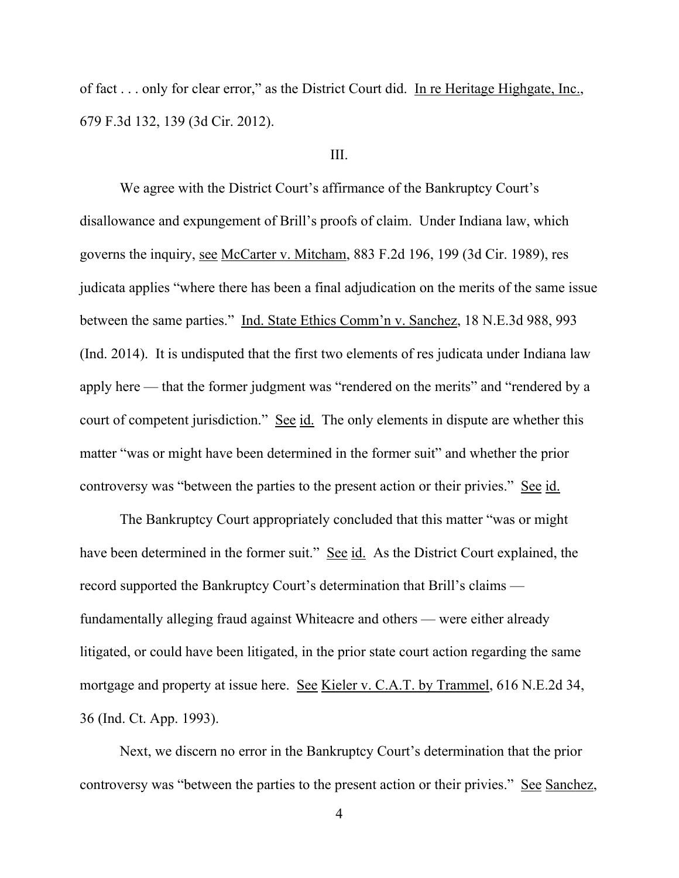of fact . . . only for clear error," as the District Court did. In re Heritage Highgate, Inc., 679 F.3d 132, 139 (3d Cir. 2012).

III.

We agree with the District Court's affirmance of the Bankruptcy Court's disallowance and expungement of Brill's proofs of claim. Under Indiana law, which governs the inquiry, see McCarter v. Mitcham, 883 F.2d 196, 199 (3d Cir. 1989), res judicata applies "where there has been a final adjudication on the merits of the same issue between the same parties." Ind. State Ethics Comm'n v. Sanchez, 18 N.E.3d 988, 993 (Ind. 2014). It is undisputed that the first two elements of res judicata under Indiana law apply here — that the former judgment was "rendered on the merits" and "rendered by a court of competent jurisdiction." See id. The only elements in dispute are whether this matter "was or might have been determined in the former suit" and whether the prior controversy was "between the parties to the present action or their privies." See id.

The Bankruptcy Court appropriately concluded that this matter "was or might have been determined in the former suit." See id. As the District Court explained, the record supported the Bankruptcy Court's determination that Brill's claims — fundamentally alleging fraud against Whiteacre and others — were either already litigated, or could have been litigated, in the prior state court action regarding the same mortgage and property at issue here. See Kieler v. C.A.T. by Trammel, 616 N.E.2d 34, 36 (Ind. Ct. App. 1993).

Next, we discern no error in the Bankruptcy Court's determination that the prior controversy was "between the parties to the present action or their privies." See Sanchez,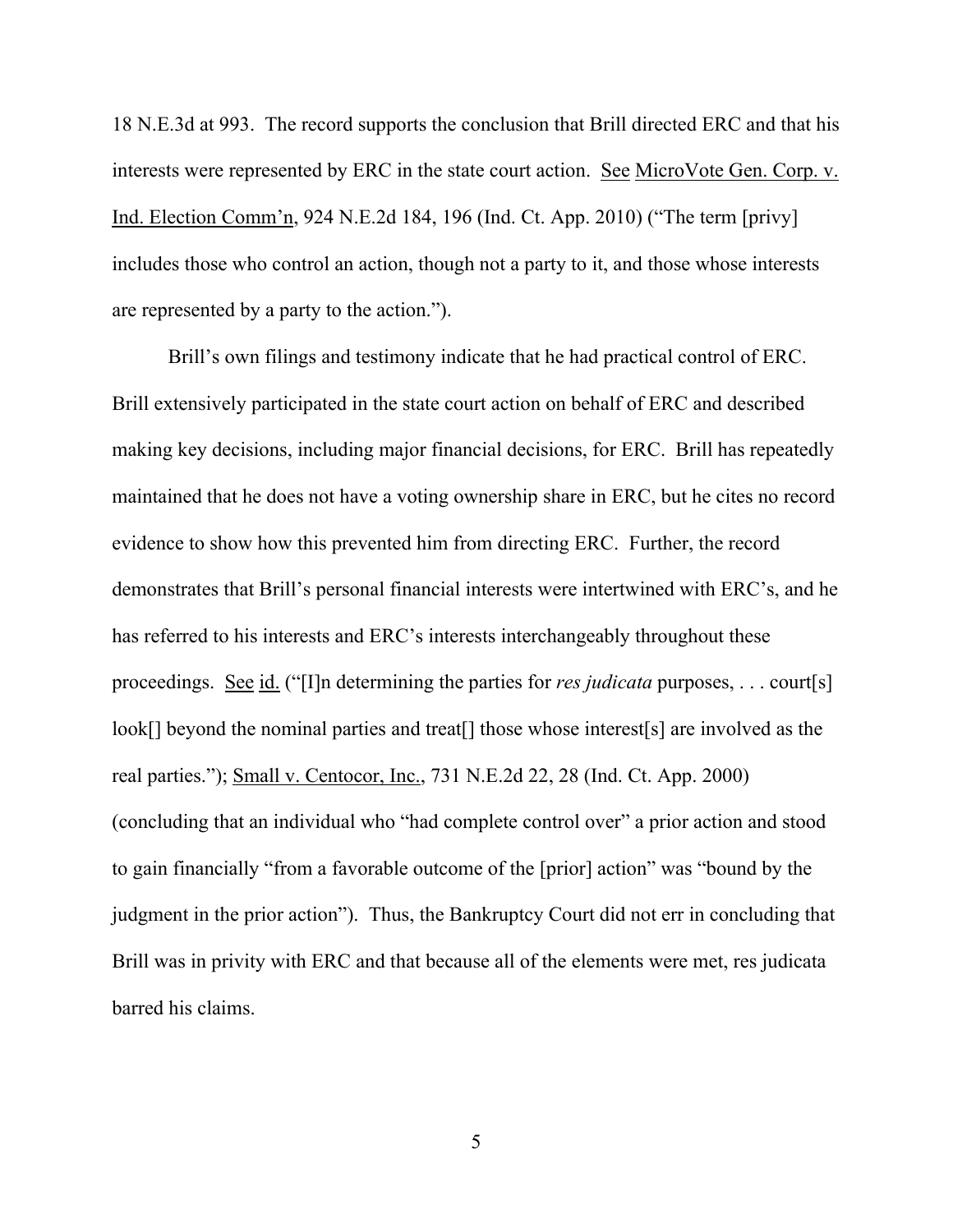18 N.E.3d at 993. The record supports the conclusion that Brill directed ERC and that his interests were represented by ERC in the state court action. See MicroVote Gen. Corp. v. Ind. Election Comm'n, 924 N.E.2d 184, 196 (Ind. Ct. App. 2010) ("The term [privy] includes those who control an action, though not a party to it, and those whose interests are represented by a party to the action.").

Brill's own filings and testimony indicate that he had practical control of ERC. Brill extensively participated in the state court action on behalf of ERC and described making key decisions, including major financial decisions, for ERC. Brill has repeatedly maintained that he does not have a voting ownership share in ERC, but he cites no record evidence to show how this prevented him from directing ERC. Further, the record demonstrates that Brill's personal financial interests were intertwined with ERC's, and he has referred to his interests and ERC's interests interchangeably throughout these proceedings. See id. ("[I]n determining the parties for *res judicata* purposes, . . . court[s] look[] beyond the nominal parties and treat[] those whose interest[s] are involved as the real parties."); Small v. Centocor, Inc., 731 N.E.2d 22, 28 (Ind. Ct. App. 2000) (concluding that an individual who "had complete control over" a prior action and stood to gain financially "from a favorable outcome of the [prior] action" was "bound by the judgment in the prior action"). Thus, the Bankruptcy Court did not err in concluding that Brill was in privity with ERC and that because all of the elements were met, res judicata barred his claims.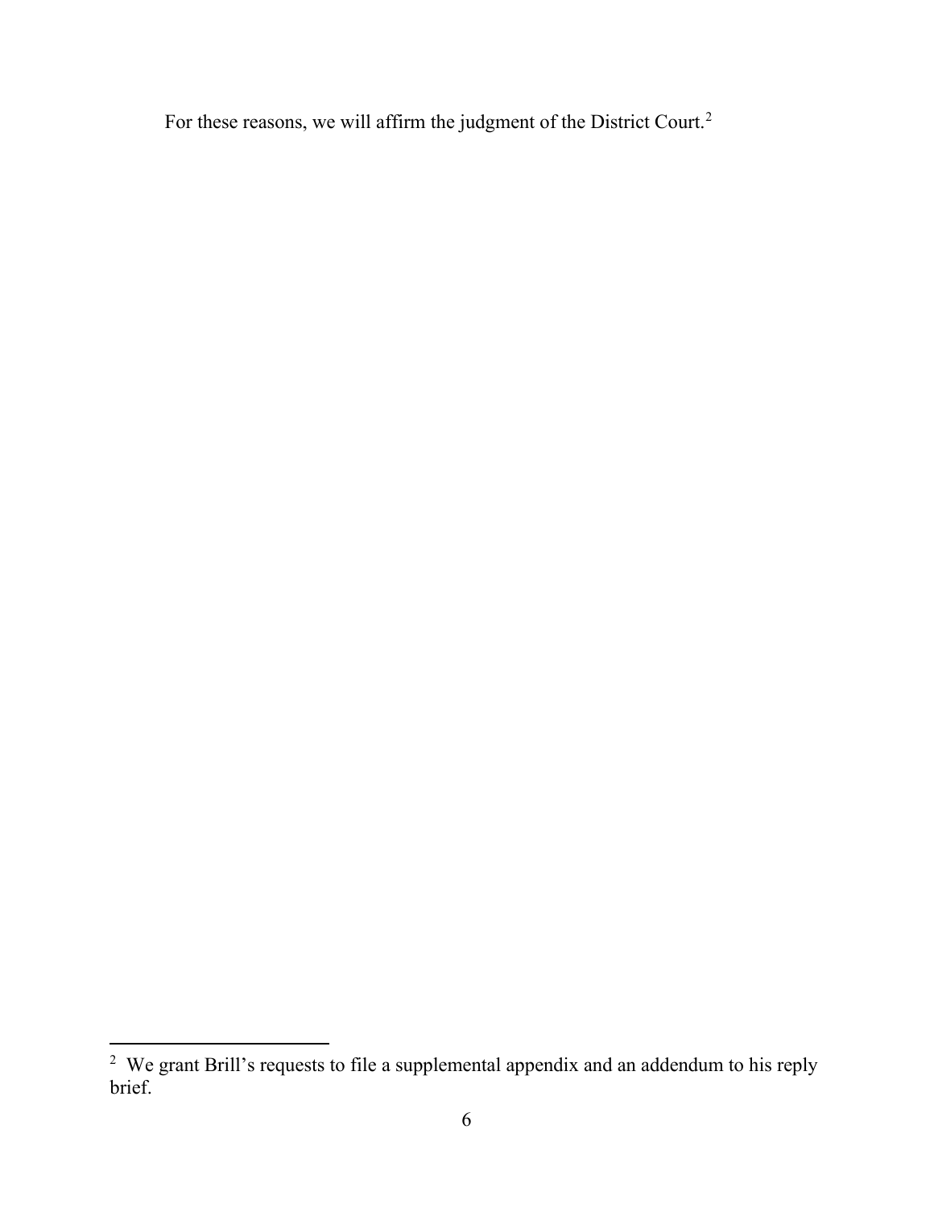For these reasons, we will affirm the judgment of the District Court.[2]

[2] We grant Brill's requests to file a supplemental appendix and an addendum to his reply brief.